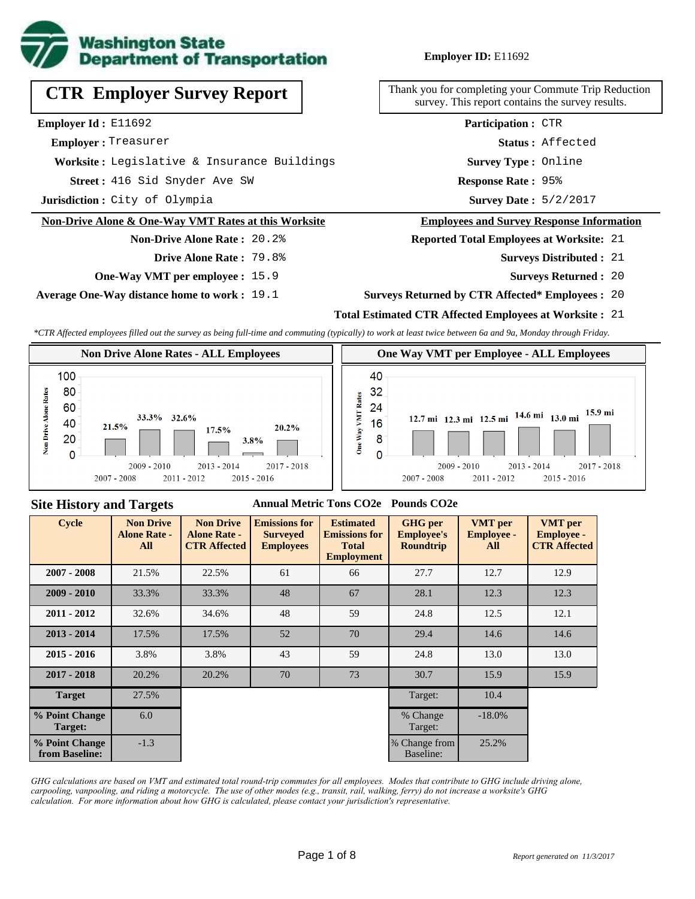**Washington State Department of Transportation**

**Employer ID:** E11692

# CTR Employer Survey Report

Thank you for completing your Commute Trip Reduction survey. This report contains the survey results.

**Employer Id :** E11692
**Employer :** Treasurer
**Worksite :** Legislative & Insurance Buildings
**Street :** 416 Sid Snyder Ave SW
**Jurisdiction :** City of Olympia

**Participation :** CTR
**Status :** Affected
**Survey Type :** Online
**Response Rate :** 95%
**Survey Date :** 5/2/2017

## Non-Drive Alone & One-Way VMT Rates at this Worksite

**Non-Drive Alone Rate :** 20.2%
**Drive Alone Rate :** 79.8%
**One-Way VMT per employee :** 15.9
**Average One-Way distance home to work :** 19.1

## Employees and Survey Response Information

**Reported Total Employees at Worksite:** 21
**Surveys Distributed :** 21
**Surveys Returned :** 20
**Surveys Returned by CTR Affected* Employees :** 20
**Total Estimated CTR Affected Employees at Worksite :** 21

*\*CTR Affected employees filled out the survey as being full-time and commuting (typically) to work at least twice between 6a and 9a, Monday through Friday.*

### Non Drive Alone Rates - ALL Employees

| Cycle | Non Drive Alone Rate |
|---|---|
| 2007 - 2008 | 21.5% |
| 2009 - 2010 | 33.3% |
| 2011 - 2012 | 32.6% |
| 2013 - 2014 | 17.5% |
| 2015 - 2016 | 3.8% |
| 2017 - 2018 | 20.2% |

### One Way VMT per Employee - ALL Employees

| Cycle | One Way VMT |
|---|---|
| 2007 - 2008 | 12.7 mi |
| 2009 - 2010 | 12.3 mi |
| 2011 - 2012 | 12.5 mi |
| 2013 - 2014 | 14.6 mi |
| 2015 - 2016 | 13.0 mi |
| 2017 - 2018 | 15.9 mi |

## Site History and Targets

| Cycle | Non Drive Alone Rate - All | Non Drive Alone Rate - CTR Affected | Emissions for Surveyed Employees (Annual Metric Tons CO2e) | Estimated Emissions for Total Employment (Annual Metric Tons CO2e) | GHG per Employee's Roundtrip (Pounds CO2e) | VMT per Employee - All | VMT per Employee - CTR Affected |
|---|---|---|---|---|---|---|---|
| 2007 - 2008 | 21.5% | 22.5% | 61 | 66 | 27.7 | 12.7 | 12.9 |
| 2009 - 2010 | 33.3% | 33.3% | 48 | 67 | 28.1 | 12.3 | 12.3 |
| 2011 - 2012 | 32.6% | 34.6% | 48 | 59 | 24.8 | 12.5 | 12.1 |
| 2013 - 2014 | 17.5% | 17.5% | 52 | 70 | 29.4 | 14.6 | 14.6 |
| 2015 - 2016 | 3.8% | 3.8% | 43 | 59 | 24.8 | 13.0 | 13.0 |
| 2017 - 2018 | 20.2% | 20.2% | 70 | 73 | 30.7 | 15.9 | 15.9 |
| **Target** | 27.5% | | | | Target: | 10.4 | |
| **% Point Change Target:** | 6.0 | | | | % Change Target: | -18.0% | |
| **% Point Change from Baseline:** | -1.3 | | | | % Change from Baseline: | 25.2% | |

*GHG calculations are based on VMT and estimated total round-trip commutes for all employees. Modes that contribute to GHG include driving alone, carpooling, vanpooling, and riding a motorcycle. The use of other modes (e.g., transit, rail, walking, ferry) do not increase a worksite's GHG calculation. For more information about how GHG is calculated, please contact your jurisdiction's representative.*

*Report generated on 11/3/2017*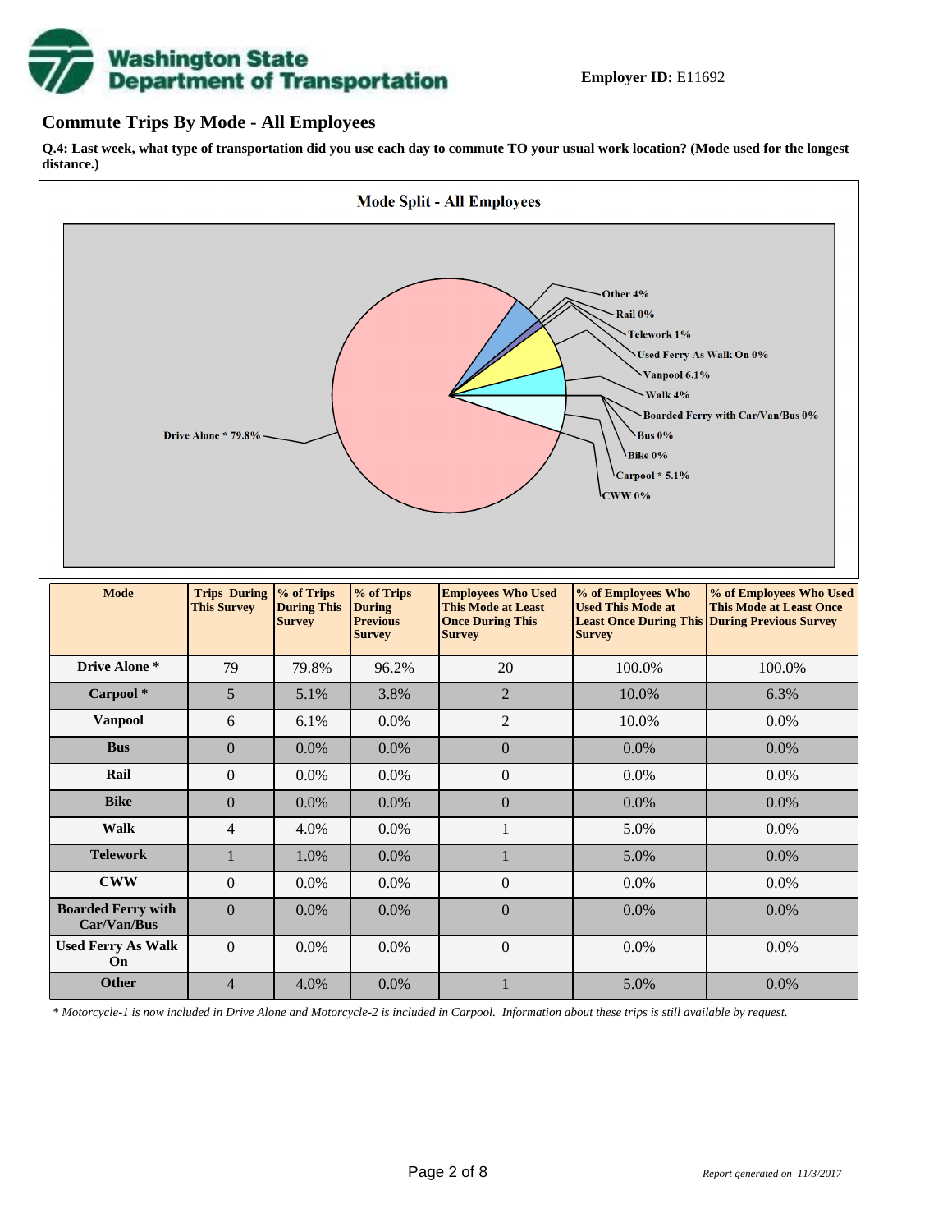**Employer ID:** E11692

## Commute Trips By Mode - All Employees

**Q.4: Last week, what type of transportation did you use each day to commute TO your usual work location? (Mode used for the longest distance.)**

**Mode Split - All Employees**

Other 4%
Rail 0%
Telework 1%
Used Ferry As Walk On 0%
Vanpool 6.1%
Walk 4%
Boarded Ferry with Car/Van/Bus 0%
Bus 0%
Bike 0%
Carpool * 5.1%
CWW 0%
Drive Alone * 79.8%

| Mode | Trips During This Survey | % of Trips During This Survey | % of Trips During Previous Survey | Employees Who Used This Mode at Least Once During This Survey | % of Employees Who Used This Mode at Least Once During This Survey | % of Employees Who Used This Mode at Least Once During Previous Survey |
|---|---|---|---|---|---|---|
| **Drive Alone *** | 79 | 79.8% | 96.2% | 20 | 100.0% | 100.0% |
| **Carpool *** | 5 | 5.1% | 3.8% | 2 | 10.0% | 6.3% |
| **Vanpool** | 6 | 6.1% | 0.0% | 2 | 10.0% | 0.0% |
| **Bus** | 0 | 0.0% | 0.0% | 0 | 0.0% | 0.0% |
| **Rail** | 0 | 0.0% | 0.0% | 0 | 0.0% | 0.0% |
| **Bike** | 0 | 0.0% | 0.0% | 0 | 0.0% | 0.0% |
| **Walk** | 4 | 4.0% | 0.0% | 1 | 5.0% | 0.0% |
| **Telework** | 1 | 1.0% | 0.0% | 1 | 5.0% | 0.0% |
| **CWW** | 0 | 0.0% | 0.0% | 0 | 0.0% | 0.0% |
| **Boarded Ferry with Car/Van/Bus** | 0 | 0.0% | 0.0% | 0 | 0.0% | 0.0% |
| **Used Ferry As Walk On** | 0 | 0.0% | 0.0% | 0 | 0.0% | 0.0% |
| **Other** | 4 | 4.0% | 0.0% | 1 | 5.0% | 0.0% |

*\* Motorcycle-1 is now included in Drive Alone and Motorcycle-2 is included in Carpool. Information about these trips is still available by request.*

*Report generated on 11/3/2017*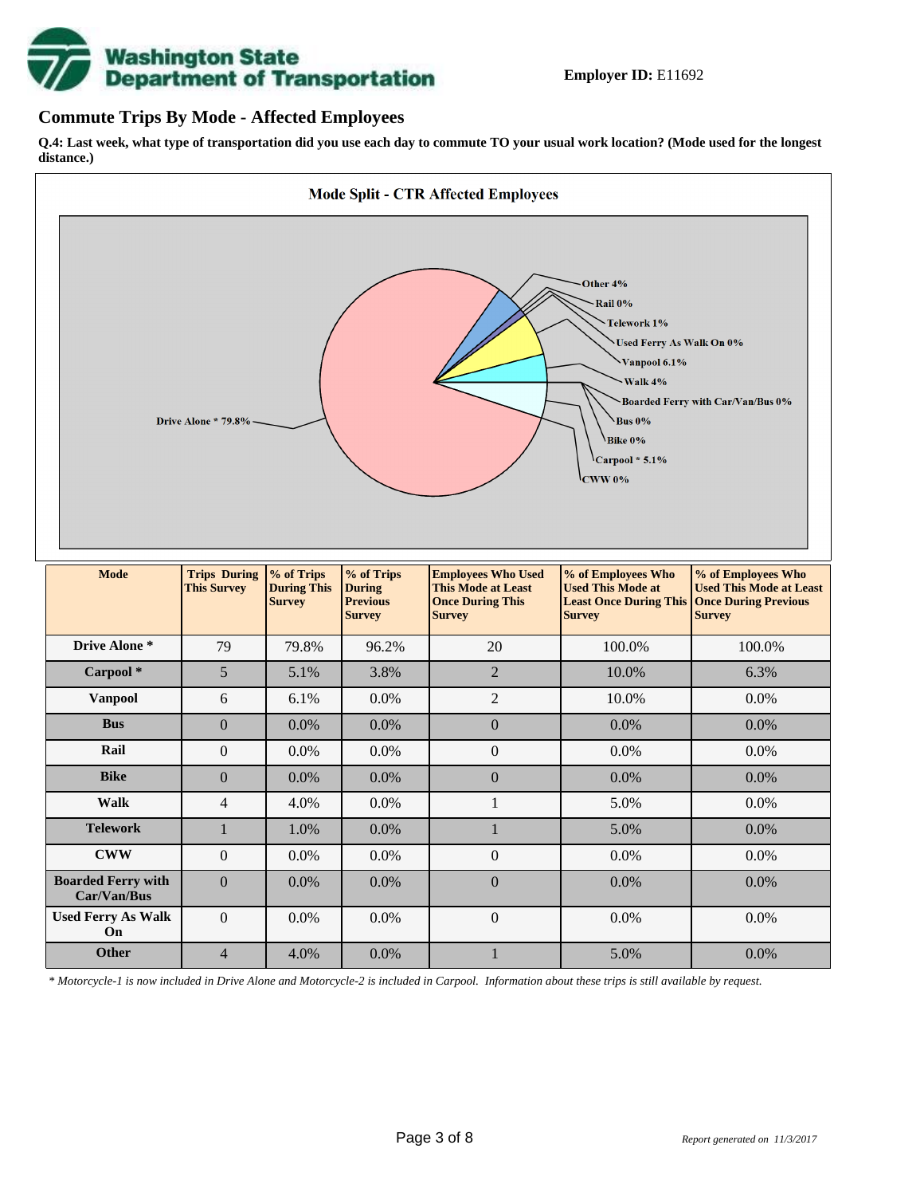**Employer ID:** E11692

## Commute Trips By Mode - Affected Employees

**Q.4: Last week, what type of transportation did you use each day to commute TO your usual work location? (Mode used for the longest distance.)**

**Mode Split - CTR Affected Employees**

Other 4%
Rail 0%
Telework 1%
Used Ferry As Walk On 0%
Vanpool 6.1%
Walk 4%
Boarded Ferry with Car/Van/Bus 0%
Bus 0%
Bike 0%
Carpool * 5.1%
CWW 0%
Drive Alone * 79.8%

| Mode | Trips During This Survey | % of Trips During This Survey | % of Trips During Previous Survey | Employees Who Used This Mode at Least Once During This Survey | % of Employees Who Used This Mode at Least Once During This Survey | % of Employees Who Used This Mode at Least Once During Previous Survey |
|---|---|---|---|---|---|---|
| **Drive Alone *** | 79 | 79.8% | 96.2% | 20 | 100.0% | 100.0% |
| **Carpool *** | 5 | 5.1% | 3.8% | 2 | 10.0% | 6.3% |
| **Vanpool** | 6 | 6.1% | 0.0% | 2 | 10.0% | 0.0% |
| **Bus** | 0 | 0.0% | 0.0% | 0 | 0.0% | 0.0% |
| **Rail** | 0 | 0.0% | 0.0% | 0 | 0.0% | 0.0% |
| **Bike** | 0 | 0.0% | 0.0% | 0 | 0.0% | 0.0% |
| **Walk** | 4 | 4.0% | 0.0% | 1 | 5.0% | 0.0% |
| **Telework** | 1 | 1.0% | 0.0% | 1 | 5.0% | 0.0% |
| **CWW** | 0 | 0.0% | 0.0% | 0 | 0.0% | 0.0% |
| **Boarded Ferry with Car/Van/Bus** | 0 | 0.0% | 0.0% | 0 | 0.0% | 0.0% |
| **Used Ferry As Walk On** | 0 | 0.0% | 0.0% | 0 | 0.0% | 0.0% |
| **Other** | 4 | 4.0% | 0.0% | 1 | 5.0% | 0.0% |

*\* Motorcycle-1 is now included in Drive Alone and Motorcycle-2 is included in Carpool. Information about these trips is still available by request.*

*Report generated on 11/3/2017*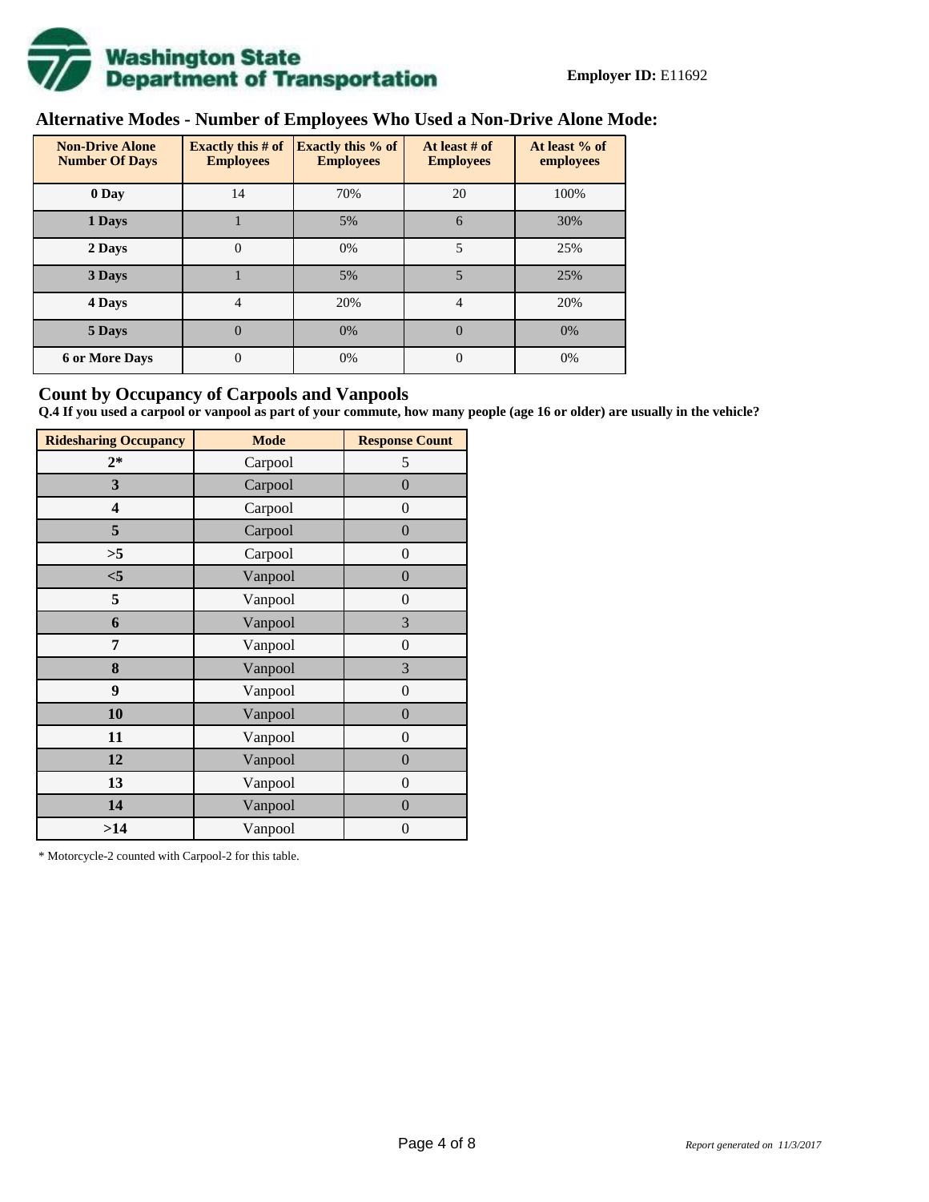**Employer ID:** E11692

## Alternative Modes - Number of Employees Who Used a Non-Drive Alone Mode:

| Non-Drive Alone Number Of Days | Exactly this # of Employees | Exactly this % of Employees | At least # of Employees | At least % of employees |
|---|---|---|---|---|
| 0 Day | 14 | 70% | 20 | 100% |
| 1 Days | 1 | 5% | 6 | 30% |
| 2 Days | 0 | 0% | 5 | 25% |
| 3 Days | 1 | 5% | 5 | 25% |
| 4 Days | 4 | 20% | 4 | 20% |
| 5 Days | 0 | 0% | 0 | 0% |
| 6 or More Days | 0 | 0% | 0 | 0% |

## Count by Occupancy of Carpools and Vanpools

**Q.4 If you used a carpool or vanpool as part of your commute, how many people (age 16 or older) are usually in the vehicle?**

| Ridesharing Occupancy | Mode | Response Count |
|---|---|---|
| 2* | Carpool | 5 |
| 3 | Carpool | 0 |
| 4 | Carpool | 0 |
| 5 | Carpool | 0 |
| >5 | Carpool | 0 |
| <5 | Vanpool | 0 |
| 5 | Vanpool | 0 |
| 6 | Vanpool | 3 |
| 7 | Vanpool | 0 |
| 8 | Vanpool | 3 |
| 9 | Vanpool | 0 |
| 10 | Vanpool | 0 |
| 11 | Vanpool | 0 |
| 12 | Vanpool | 0 |
| 13 | Vanpool | 0 |
| 14 | Vanpool | 0 |
| >14 | Vanpool | 0 |

* Motorcycle-2 counted with Carpool-2 for this table.

*Report generated on 11/3/2017*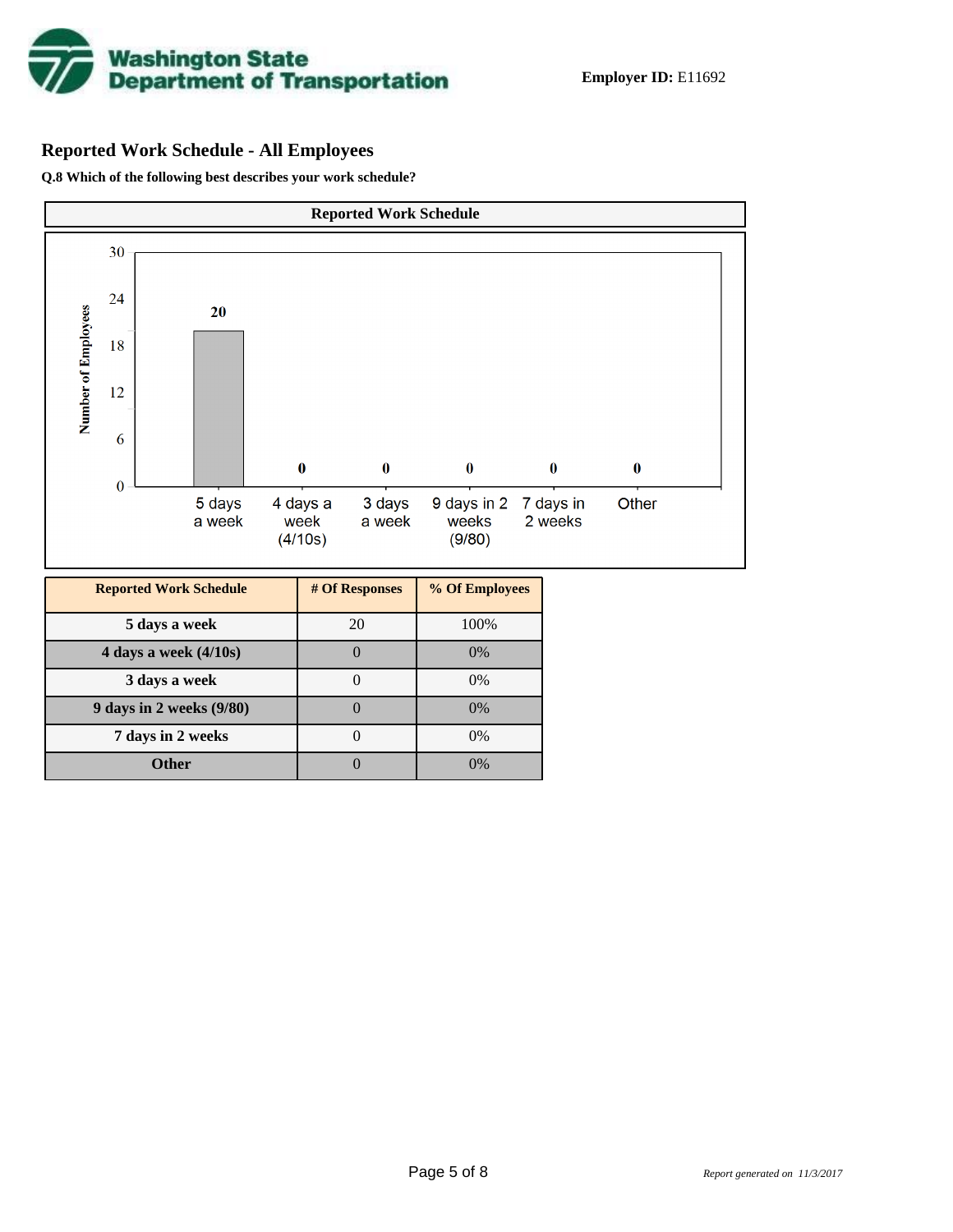**Employer ID:** E11692

## Reported Work Schedule - All Employees

**Q.8 Which of the following best describes your work schedule?**

| Reported Work Schedule | # Of Responses | % Of Employees |
|---|---|---|
| 5 days a week | 20 | 100% |
| 4 days a week (4/10s) | 0 | 0% |
| 3 days a week | 0 | 0% |
| 9 days in 2 weeks (9/80) | 0 | 0% |
| 7 days in 2 weeks | 0 | 0% |
| Other | 0 | 0% |

*Report generated on 11/3/2017*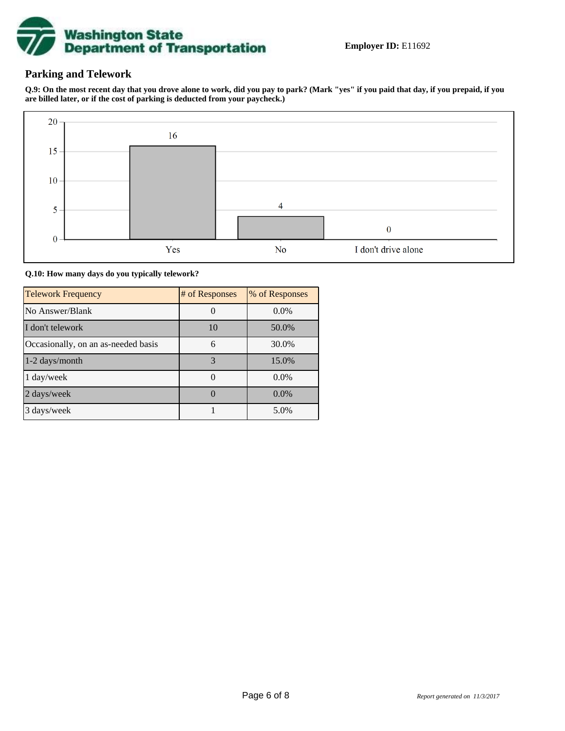**Employer ID:** E11692

## Parking and Telework

**Q.9: On the most recent day that you drove alone to work, did you pay to park? (Mark "yes" if you paid that day, if you prepaid, if you are billed later, or if the cost of parking is deducted from your paycheck.)**

| Response | Count |
|---|---|
| Yes | 16 |
| No | 4 |
| I don't drive alone | 0 |

**Q.10: How many days do you typically telework?**

| Telework Frequency | # of Responses | % of Responses |
|---|---|---|
| No Answer/Blank | 0 | 0.0% |
| I don't telework | 10 | 50.0% |
| Occasionally, on an as-needed basis | 6 | 30.0% |
| 1-2 days/month | 3 | 15.0% |
| 1 day/week | 0 | 0.0% |
| 2 days/week | 0 | 0.0% |
| 3 days/week | 1 | 5.0% |

*Report generated on 11/3/2017*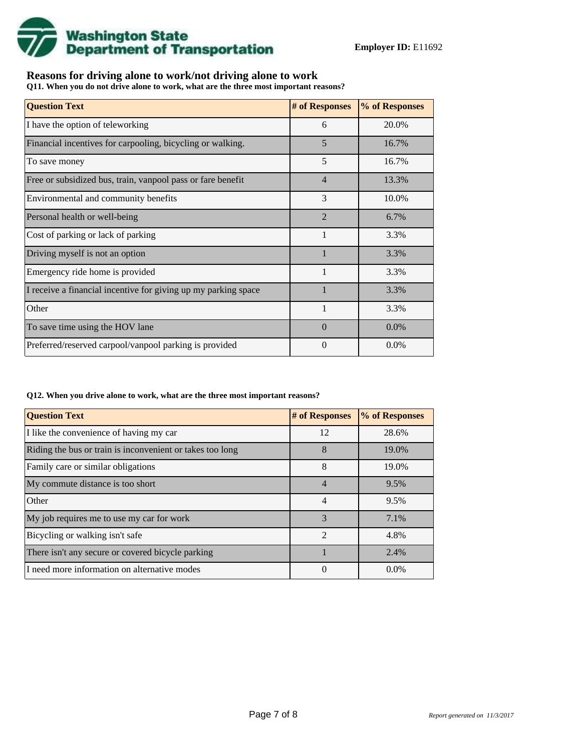**Employer ID:** E11692

## Reasons for driving alone to work/not driving alone to work

**Q11. When you do not drive alone to work, what are the three most important reasons?**

| Question Text | # of Responses | % of Responses |
|---|---|---|
| I have the option of teleworking | 6 | 20.0% |
| Financial incentives for carpooling, bicycling or walking. | 5 | 16.7% |
| To save money | 5 | 16.7% |
| Free or subsidized bus, train, vanpool pass or fare benefit | 4 | 13.3% |
| Environmental and community benefits | 3 | 10.0% |
| Personal health or well-being | 2 | 6.7% |
| Cost of parking or lack of parking | 1 | 3.3% |
| Driving myself is not an option | 1 | 3.3% |
| Emergency ride home is provided | 1 | 3.3% |
| I receive a financial incentive for giving up my parking space | 1 | 3.3% |
| Other | 1 | 3.3% |
| To save time using the HOV lane | 0 | 0.0% |
| Preferred/reserved carpool/vanpool parking is provided | 0 | 0.0% |

**Q12. When you drive alone to work, what are the three most important reasons?**

| Question Text | # of Responses | % of Responses |
|---|---|---|
| I like the convenience of having my car | 12 | 28.6% |
| Riding the bus or train is inconvenient or takes too long | 8 | 19.0% |
| Family care or similar obligations | 8 | 19.0% |
| My commute distance is too short | 4 | 9.5% |
| Other | 4 | 9.5% |
| My job requires me to use my car for work | 3 | 7.1% |
| Bicycling or walking isn't safe | 2 | 4.8% |
| There isn't any secure or covered bicycle parking | 1 | 2.4% |
| I need more information on alternative modes | 0 | 0.0% |

*Report generated on 11/3/2017*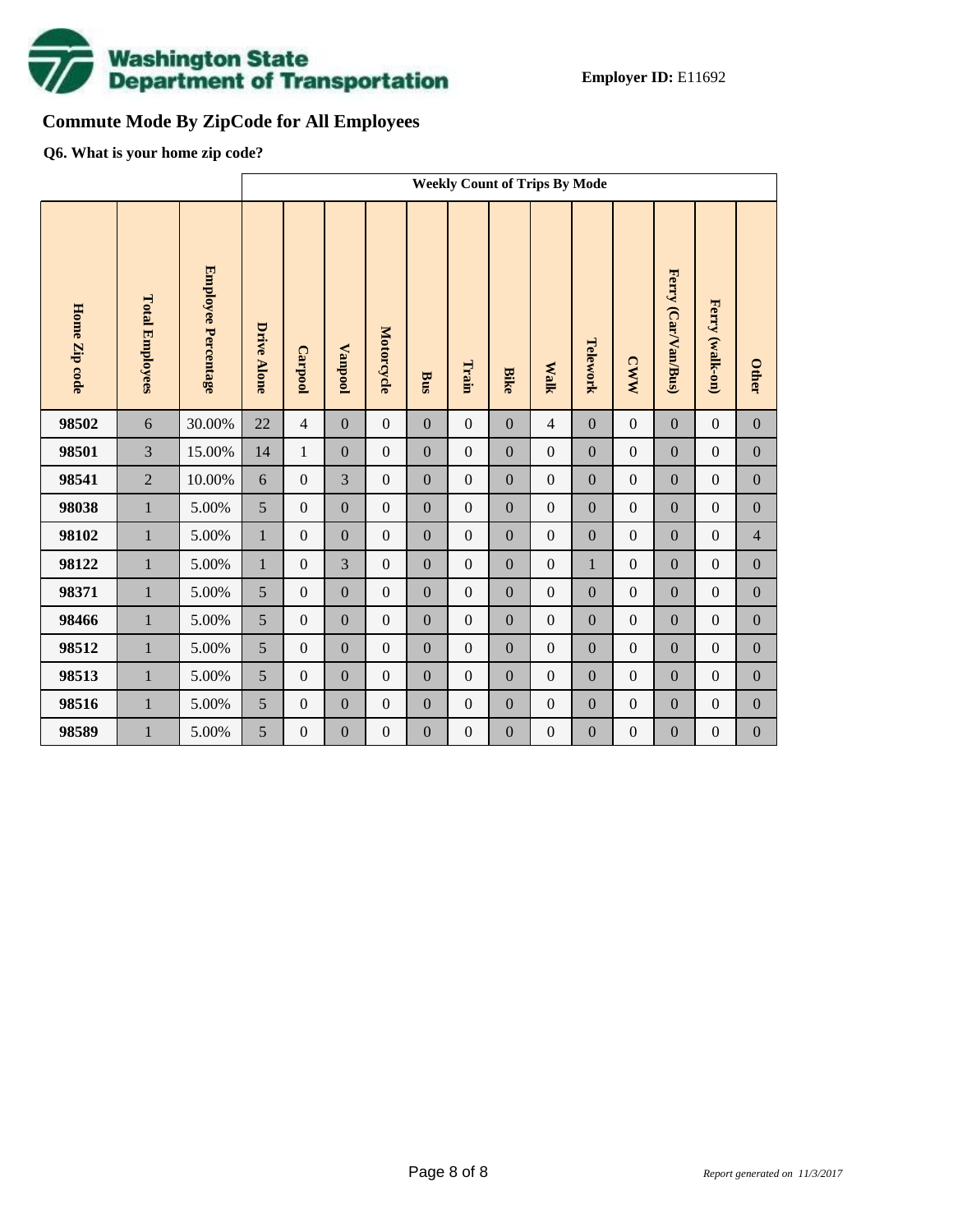**Employer ID:** E11692

# Commute Mode By ZipCode for All Employees

**Q6. What is your home zip code?**

| | | | Weekly Count of Trips By Mode | | | | | | | | | | | | |
|---|---|---|---|---|---|---|---|---|---|---|---|---|---|---|---|
| **Home Zip code** | **Total Employees** | **Employee Percentage** | **Drive Alone** | **Carpool** | **Vanpool** | **Motorcycle** | **Bus** | **Train** | **Bike** | **Walk** | **Telework** | **CWW** | **Ferry (Car/Van/Bus)** | **Ferry (walk-on)** | **Other** |
| **98502** | 6 | 30.00% | 22 | 4 | 0 | 0 | 0 | 0 | 0 | 4 | 0 | 0 | 0 | 0 | 0 |
| **98501** | 3 | 15.00% | 14 | 1 | 0 | 0 | 0 | 0 | 0 | 0 | 0 | 0 | 0 | 0 | 0 |
| **98541** | 2 | 10.00% | 6 | 0 | 3 | 0 | 0 | 0 | 0 | 0 | 0 | 0 | 0 | 0 | 0 |
| **98038** | 1 | 5.00% | 5 | 0 | 0 | 0 | 0 | 0 | 0 | 0 | 0 | 0 | 0 | 0 | 0 |
| **98102** | 1 | 5.00% | 1 | 0 | 0 | 0 | 0 | 0 | 0 | 0 | 0 | 0 | 0 | 0 | 4 |
| **98122** | 1 | 5.00% | 1 | 0 | 3 | 0 | 0 | 0 | 0 | 0 | 1 | 0 | 0 | 0 | 0 |
| **98371** | 1 | 5.00% | 5 | 0 | 0 | 0 | 0 | 0 | 0 | 0 | 0 | 0 | 0 | 0 | 0 |
| **98466** | 1 | 5.00% | 5 | 0 | 0 | 0 | 0 | 0 | 0 | 0 | 0 | 0 | 0 | 0 | 0 |
| **98512** | 1 | 5.00% | 5 | 0 | 0 | 0 | 0 | 0 | 0 | 0 | 0 | 0 | 0 | 0 | 0 |
| **98513** | 1 | 5.00% | 5 | 0 | 0 | 0 | 0 | 0 | 0 | 0 | 0 | 0 | 0 | 0 | 0 |
| **98516** | 1 | 5.00% | 5 | 0 | 0 | 0 | 0 | 0 | 0 | 0 | 0 | 0 | 0 | 0 | 0 |
| **98589** | 1 | 5.00% | 5 | 0 | 0 | 0 | 0 | 0 | 0 | 0 | 0 | 0 | 0 | 0 | 0 |

*Report generated on 11/3/2017*